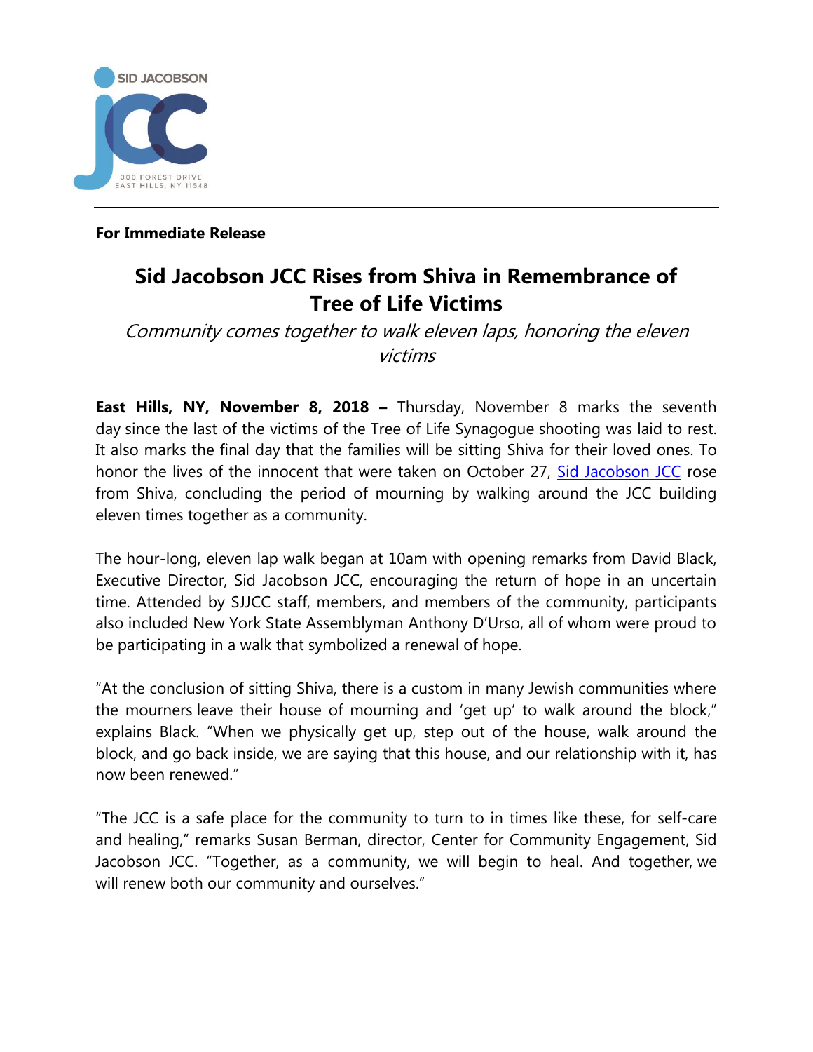SID JACOBSON

JCC

300 FOREST DRIVE
EAST HILLS, NY 11548

---

**For Immediate Release**

# Sid Jacobson JCC Rises from Shiva in Remembrance of Tree of Life Victims

*Community comes together to walk eleven laps, honoring the eleven victims*

**East Hills, NY, November 8, 2018 –** Thursday, November 8 marks the seventh day since the last of the victims of the Tree of Life Synagogue shooting was laid to rest. It also marks the final day that the families will be sitting Shiva for their loved ones. To honor the lives of the innocent that were taken on October 27, Sid Jacobson JCC rose from Shiva, concluding the period of mourning by walking around the JCC building eleven times together as a community.

The hour-long, eleven lap walk began at 10am with opening remarks from David Black, Executive Director, Sid Jacobson JCC, encouraging the return of hope in an uncertain time. Attended by SJJCC staff, members, and members of the community, participants also included New York State Assemblyman Anthony D'Urso, all of whom were proud to be participating in a walk that symbolized a renewal of hope.

"At the conclusion of sitting Shiva, there is a custom in many Jewish communities where the mourners leave their house of mourning and 'get up' to walk around the block," explains Black. "When we physically get up, step out of the house, walk around the block, and go back inside, we are saying that this house, and our relationship with it, has now been renewed."

"The JCC is a safe place for the community to turn to in times like these, for self-care and healing," remarks Susan Berman, director, Center for Community Engagement, Sid Jacobson JCC. "Together, as a community, we will begin to heal. And together, we will renew both our community and ourselves."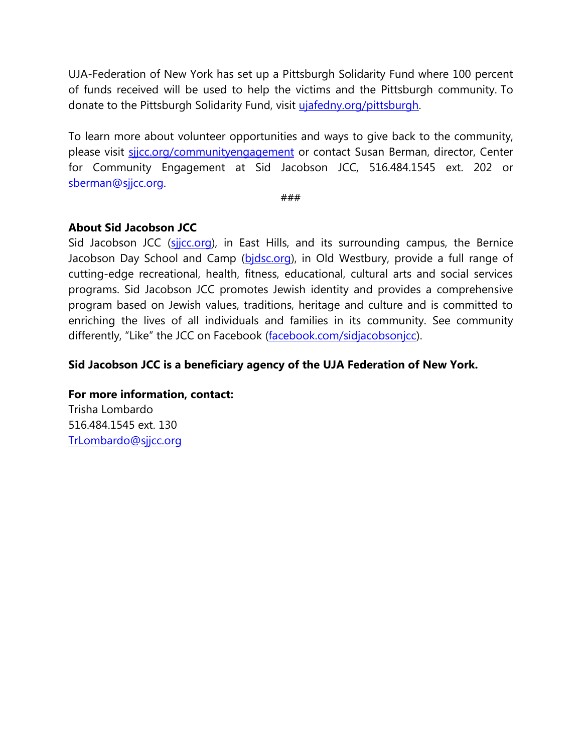UJA-Federation of New York has set up a Pittsburgh Solidarity Fund where 100 percent of funds received will be used to help the victims and the Pittsburgh community. To donate to the Pittsburgh Solidarity Fund, visit ujafedny.org/pittsburgh.

To learn more about volunteer opportunities and ways to give back to the community, please visit sjjcc.org/communityengagement or contact Susan Berman, director, Center for Community Engagement at Sid Jacobson JCC, 516.484.1545 ext. 202 or sberman@sjjcc.org.

###

**About Sid Jacobson JCC**

Sid Jacobson JCC (sjjcc.org), in East Hills, and its surrounding campus, the Bernice Jacobson Day School and Camp (bjdsc.org), in Old Westbury, provide a full range of cutting-edge recreational, health, fitness, educational, cultural arts and social services programs. Sid Jacobson JCC promotes Jewish identity and provides a comprehensive program based on Jewish values, traditions, heritage and culture and is committed to enriching the lives of all individuals and families in its community. See community differently, "Like" the JCC on Facebook (facebook.com/sidjacobsonjcc).

**Sid Jacobson JCC is a beneficiary agency of the UJA Federation of New York.**

**For more information, contact:**
Trisha Lombardo
516.484.1545 ext. 130
TrLombardo@sjjcc.org